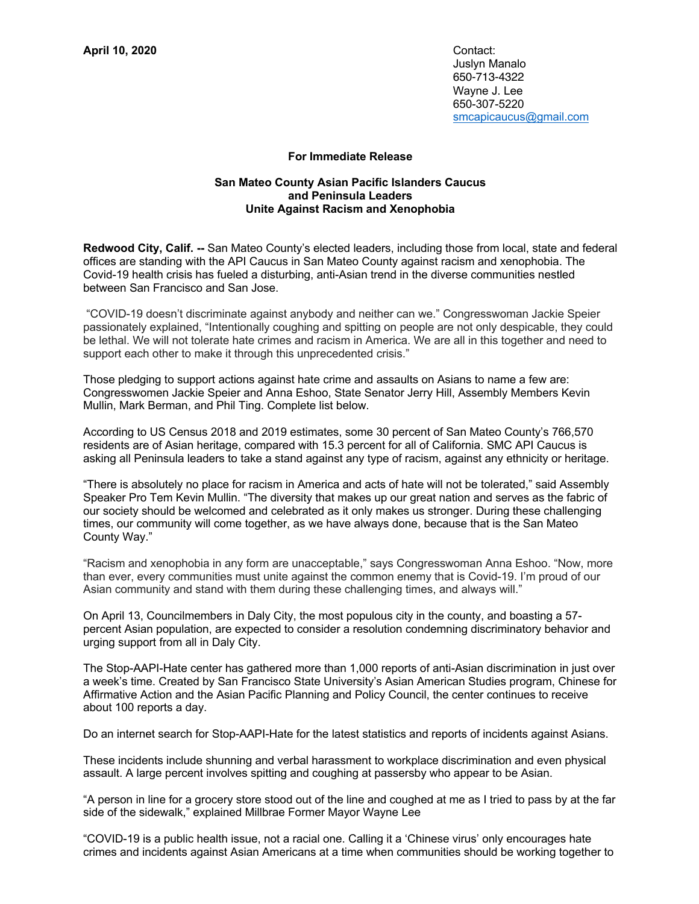**April 10, 2020**

Contact:
Juslyn Manalo
650-713-4322
Wayne J. Lee
650-307-5220
smcapicaucus@gmail.com

**For Immediate Release**

**San Mateo County Asian Pacific Islanders Caucus and Peninsula Leaders Unite Against Racism and Xenophobia**

**Redwood City, Calif. --** San Mateo County's elected leaders, including those from local, state and federal offices are standing with the API Caucus in San Mateo County against racism and xenophobia. The Covid-19 health crisis has fueled a disturbing, anti-Asian trend in the diverse communities nestled between San Francisco and San Jose.

"COVID-19 doesn't discriminate against anybody and neither can we." Congresswoman Jackie Speier passionately explained, "Intentionally coughing and spitting on people are not only despicable, they could be lethal. We will not tolerate hate crimes and racism in America. We are all in this together and need to support each other to make it through this unprecedented crisis."

Those pledging to support actions against hate crime and assaults on Asians to name a few are: Congresswomen Jackie Speier and Anna Eshoo, State Senator Jerry Hill, Assembly Members Kevin Mullin, Mark Berman, and Phil Ting. Complete list below.

According to US Census 2018 and 2019 estimates, some 30 percent of San Mateo County's 766,570 residents are of Asian heritage, compared with 15.3 percent for all of California. SMC API Caucus is asking all Peninsula leaders to take a stand against any type of racism, against any ethnicity or heritage.

"There is absolutely no place for racism in America and acts of hate will not be tolerated," said Assembly Speaker Pro Tem Kevin Mullin. "The diversity that makes up our great nation and serves as the fabric of our society should be welcomed and celebrated as it only makes us stronger. During these challenging times, our community will come together, as we have always done, because that is the San Mateo County Way."

"Racism and xenophobia in any form are unacceptable," says Congresswoman Anna Eshoo. "Now, more than ever, every communities must unite against the common enemy that is Covid-19. I'm proud of our Asian community and stand with them during these challenging times, and always will."

On April 13, Councilmembers in Daly City, the most populous city in the county, and boasting a 57-percent Asian population, are expected to consider a resolution condemning discriminatory behavior and urging support from all in Daly City.

The Stop-AAPI-Hate center has gathered more than 1,000 reports of anti-Asian discrimination in just over a week's time. Created by San Francisco State University's Asian American Studies program, Chinese for Affirmative Action and the Asian Pacific Planning and Policy Council, the center continues to receive about 100 reports a day.

Do an internet search for Stop-AAPI-Hate for the latest statistics and reports of incidents against Asians.

These incidents include shunning and verbal harassment to workplace discrimination and even physical assault. A large percent involves spitting and coughing at passersby who appear to be Asian.

"A person in line for a grocery store stood out of the line and coughed at me as I tried to pass by at the far side of the sidewalk," explained Millbrae Former Mayor Wayne Lee

"COVID-19 is a public health issue, not a racial one. Calling it a 'Chinese virus' only encourages hate crimes and incidents against Asian Americans at a time when communities should be working together to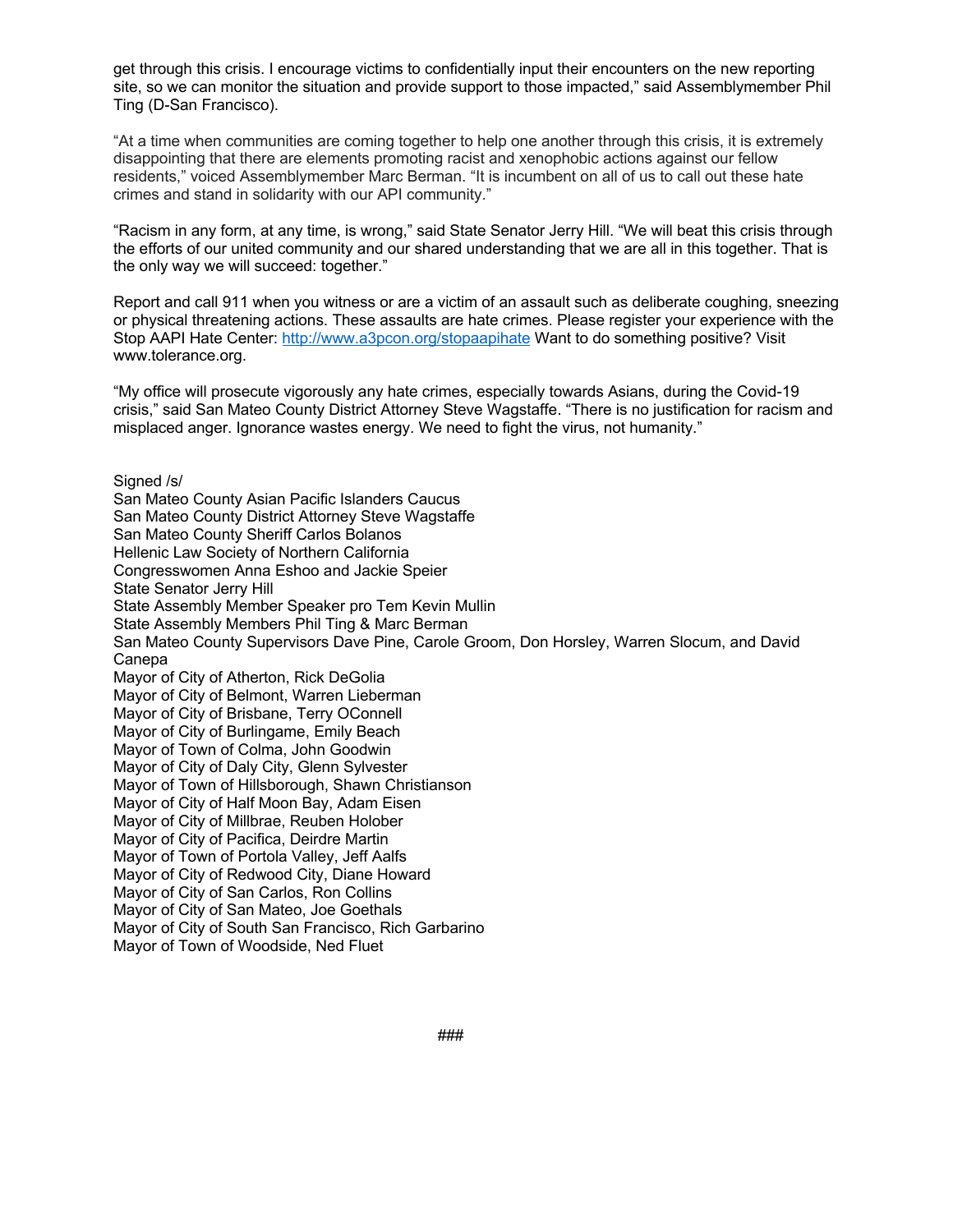get through this crisis. I encourage victims to confidentially input their encounters on the new reporting site, so we can monitor the situation and provide support to those impacted," said Assemblymember Phil Ting (D-San Francisco).

"At a time when communities are coming together to help one another through this crisis, it is extremely disappointing that there are elements promoting racist and xenophobic actions against our fellow residents," voiced Assemblymember Marc Berman. "It is incumbent on all of us to call out these hate crimes and stand in solidarity with our API community."

"Racism in any form, at any time, is wrong," said State Senator Jerry Hill. "We will beat this crisis through the efforts of our united community and our shared understanding that we are all in this together. That is the only way we will succeed: together."

Report and call 911 when you witness or are a victim of an assault such as deliberate coughing, sneezing or physical threatening actions. These assaults are hate crimes. Please register your experience with the Stop AAPI Hate Center: http://www.a3pcon.org/stopaapihate Want to do something positive? Visit www.tolerance.org.

"My office will prosecute vigorously any hate crimes, especially towards Asians, during the Covid-19 crisis," said San Mateo County District Attorney Steve Wagstaffe. "There is no justification for racism and misplaced anger. Ignorance wastes energy. We need to fight the virus, not humanity."

Signed /s/
San Mateo County Asian Pacific Islanders Caucus
San Mateo County District Attorney Steve Wagstaffe
San Mateo County Sheriff Carlos Bolanos
Hellenic Law Society of Northern California
Congresswomen Anna Eshoo and Jackie Speier
State Senator Jerry Hill
State Assembly Member Speaker pro Tem Kevin Mullin
State Assembly Members Phil Ting & Marc Berman
San Mateo County Supervisors Dave Pine, Carole Groom, Don Horsley, Warren Slocum, and David Canepa
Mayor of City of Atherton, Rick DeGolia
Mayor of City of Belmont, Warren Lieberman
Mayor of City of Brisbane, Terry OConnell
Mayor of City of Burlingame, Emily Beach
Mayor of Town of Colma, John Goodwin
Mayor of City of Daly City, Glenn Sylvester
Mayor of Town of Hillsborough, Shawn Christianson
Mayor of City of Half Moon Bay, Adam Eisen
Mayor of City of Millbrae, Reuben Holober
Mayor of City of Pacifica, Deirdre Martin
Mayor of Town of Portola Valley, Jeff Aalfs
Mayor of City of Redwood City, Diane Howard
Mayor of City of San Carlos, Ron Collins
Mayor of City of San Mateo, Joe Goethals
Mayor of City of South San Francisco, Rich Garbarino
Mayor of Town of Woodside, Ned Fluet

###